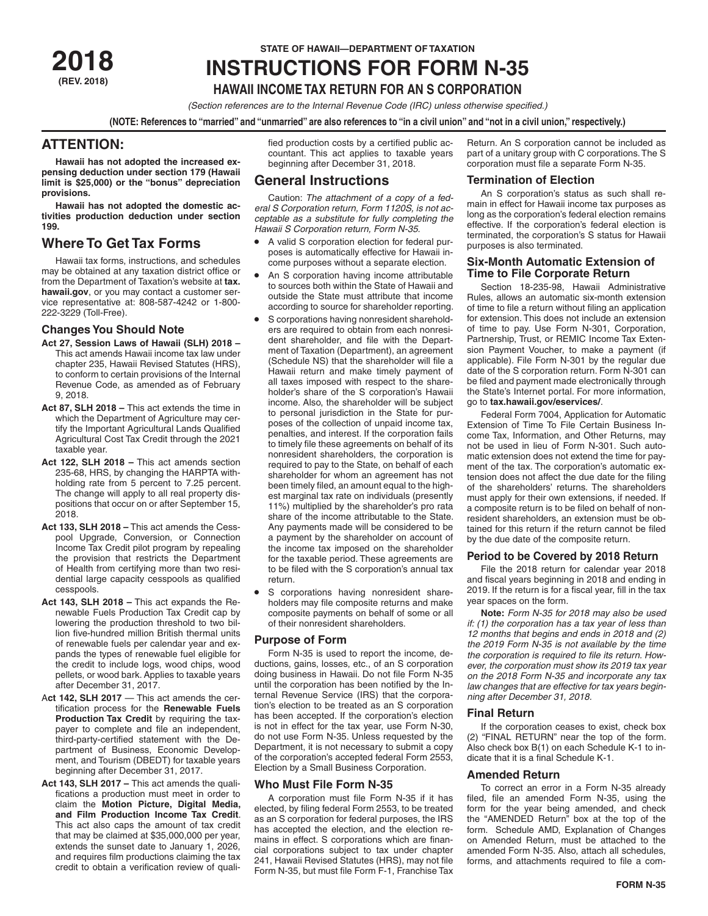**2018**
**(REV. 2018)**

**STATE OF HAWAII—DEPARTMENT OF TAXATION**

# INSTRUCTIONS FOR FORM N-35

## HAWAII INCOME TAX RETURN FOR AN S CORPORATION

*(Section references are to the Internal Revenue Code (IRC) unless otherwise specified.)*

**(NOTE: References to "married" and "unmarried" are also references to "in a civil union" and "not in a civil union," respectively.)**

## ATTENTION:

**Hawaii has not adopted the increased expensing deduction under section 179 (Hawaii limit is $25,000) or the "bonus" depreciation provisions.**

**Hawaii has not adopted the domestic activities production deduction under section 199.**

## Where To Get Tax Forms

Hawaii tax forms, instructions, and schedules may be obtained at any taxation district office or from the Department of Taxation's website at **tax.hawaii.gov**, or you may contact a customer service representative at: 808-587-4242 or 1-800-222-3229 (Toll-Free).

### Changes You Should Note

**Act 27, Session Laws of Hawaii (SLH) 2018 –** This act amends Hawaii income tax law under chapter 235, Hawaii Revised Statutes (HRS), to conform to certain provisions of the Internal Revenue Code, as amended as of February 9, 2018.

**Act 87, SLH 2018 –** This act extends the time in which the Department of Agriculture may certify the Important Agricultural Lands Qualified Agricultural Cost Tax Credit through the 2021 taxable year.

**Act 122, SLH 2018 –** This act amends section 235-68, HRS, by changing the HARPTA withholding rate from 5 percent to 7.25 percent. The change will apply to all real property dispositions that occur on or after September 15, 2018.

**Act 133, SLH 2018 –** This act amends the Cesspool Upgrade, Conversion, or Connection Income Tax Credit pilot program by repealing the provision that restricts the Department of Health from certifying more than two residential large capacity cesspools as qualified cesspools.

**Act 143, SLH 2018 –** This act expands the Renewable Fuels Production Tax Credit cap by lowering the production threshold to two billion five-hundred million British thermal units of renewable fuels per calendar year and expands the types of renewable fuel eligible for the credit to include logs, wood chips, wood pellets, or wood bark. Applies to taxable years after December 31, 2017.

**Act 142, SLH 2017** — This act amends the certification process for the **Renewable Fuels Production Tax Credit** by requiring the taxpayer to complete and file an independent, third-party-certified statement with the Department of Business, Economic Development, and Tourism (DBEDT) for taxable years beginning after December 31, 2017.

**Act 143, SLH 2017 –** This act amends the qualifications a production must meet in order to claim the **Motion Picture, Digital Media, and Film Production Income Tax Credit**. This act also caps the amount of tax credit that may be claimed at $35,000,000 per year, extends the sunset date to January 1, 2026, and requires film productions claiming the tax credit to obtain a verification review of qualified production costs by a certified public accountant. This act applies to taxable years beginning after December 31, 2018.

## General Instructions

Caution: *The attachment of a copy of a federal S Corporation return, Form 1120S, is not acceptable as a substitute for fully completing the Hawaii S Corporation return, Form N-35.*

- A valid S corporation election for federal purposes is automatically effective for Hawaii income purposes without a separate election.
- An S corporation having income attributable to sources both within the State of Hawaii and outside the State must attribute that income according to source for shareholder reporting.
- S corporations having nonresident shareholders are required to obtain from each nonresident shareholder, and file with the Department of Taxation (Department), an agreement (Schedule NS) that the shareholder will file a Hawaii return and make timely payment of all taxes imposed with respect to the shareholder's share of the S corporation's Hawaii income. Also, the shareholder will be subject to personal jurisdiction in the State for purposes of the collection of unpaid income tax, penalties, and interest. If the corporation fails to timely file these agreements on behalf of its nonresident shareholders, the corporation is required to pay to the State, on behalf of each shareholder for whom an agreement has not been timely filed, an amount equal to the highest marginal tax rate on individuals (presently 11%) multiplied by the shareholder's pro rata share of the income attributable to the State. Any payments made will be considered to be a payment by the shareholder on account of the income tax imposed on the shareholder for the taxable period. These agreements are to be filed with the S corporation's annual tax return.
- S corporations having nonresident shareholders may file composite returns and make composite payments on behalf of some or all of their nonresident shareholders.

### Purpose of Form

Form N-35 is used to report the income, deductions, gains, losses, etc., of an S corporation doing business in Hawaii. Do not file Form N-35 until the corporation has been notified by the Internal Revenue Service (IRS) that the corporation's election to be treated as an S corporation has been accepted. If the corporation's election is not in effect for the tax year, use Form N-30, do not use Form N-35. Unless requested by the Department, it is not necessary to submit a copy of the corporation's accepted federal Form 2553, Election by a Small Business Corporation.

### Who Must File Form N-35

A corporation must file Form N-35 if it has elected, by filing federal Form 2553, to be treated as an S corporation for federal purposes, the IRS has accepted the election, and the election remains in effect. S corporations which are financial corporations subject to tax under chapter 241, Hawaii Revised Statutes (HRS), may not file Form N-35, but must file Form F-1, Franchise Tax Return. An S corporation cannot be included as part of a unitary group with C corporations. The S corporation must file a separate Form N-35.

### Termination of Election

An S corporation's status as such shall remain in effect for Hawaii income tax purposes as long as the corporation's federal election remains effective. If the corporation's federal election is terminated, the corporation's S status for Hawaii purposes is also terminated.

### Six-Month Automatic Extension of Time to File Corporate Return

Section 18-235-98, Hawaii Administrative Rules, allows an automatic six-month extension of time to file a return without filing an application for extension. This does not include an extension of time to pay. Use Form N-301, Corporation, Partnership, Trust, or REMIC Income Tax Extension Payment Voucher, to make a payment (if applicable). File Form N-301 by the regular due date of the S corporation return. Form N-301 can be filed and payment made electronically through the State's Internet portal. For more information, go to **tax.hawaii.gov/eservices/**.

Federal Form 7004, Application for Automatic Extension of Time To File Certain Business Income Tax, Information, and Other Returns, may not be used in lieu of Form N-301. Such automatic extension does not extend the time for payment of the tax. The corporation's automatic extension does not affect the due date for the filing of the shareholders' returns. The shareholders must apply for their own extensions, if needed. If a composite return is to be filed on behalf of nonresident shareholders, an extension must be obtained for this return if the return cannot be filed by the due date of the composite return.

### Period to be Covered by 2018 Return

File the 2018 return for calendar year 2018 and fiscal years beginning in 2018 and ending in 2019. If the return is for a fiscal year, fill in the tax year spaces on the form.

**Note:** *Form N-35 for 2018 may also be used if: (1) the corporation has a tax year of less than 12 months that begins and ends in 2018 and (2) the 2019 Form N-35 is not available by the time the corporation is required to file its return. However, the corporation must show its 2019 tax year on the 2018 Form N-35 and incorporate any tax law changes that are effective for tax years beginning after December 31, 2018.*

### Final Return

If the corporation ceases to exist, check box (2) "FINAL RETURN" near the top of the form. Also check box B(1) on each Schedule K-1 to indicate that it is a final Schedule K-1.

### Amended Return

To correct an error in a Form N-35 already filed, file an amended Form N-35, using the form for the year being amended, and check the "AMENDED Return" box at the top of the form. Schedule AMD, Explanation of Changes on Amended Return, must be attached to the amended Form N-35. Also, attach all schedules, forms, and attachments required to file a com-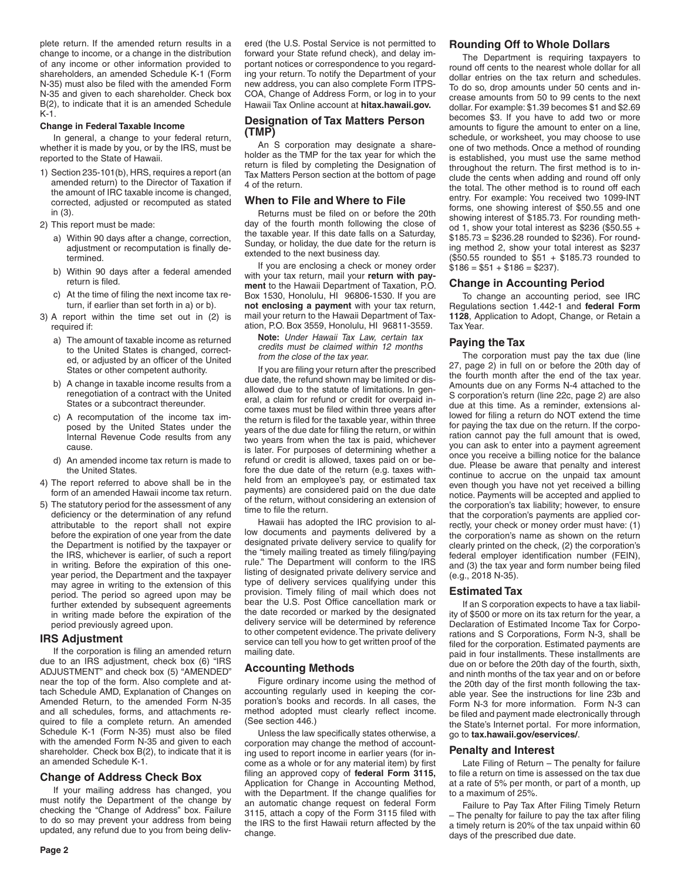plete return. If the amended return results in a change to income, or a change in the distribution of any income or other information provided to shareholders, an amended Schedule K-1 (Form N-35) must also be filed with the amended Form N-35 and given to each shareholder. Check box B(2), to indicate that it is an amended Schedule K-1.

**Change in Federal Taxable Income**

In general, a change to your federal return, whether it is made by you, or by the IRS, must be reported to the State of Hawaii.

1) Section 235-101(b), HRS, requires a report (an amended return) to the Director of Taxation if the amount of IRC taxable income is changed, corrected, adjusted or recomputed as stated in (3).
2) This report must be made:
   a) Within 90 days after a change, correction, adjustment or recomputation is finally determined.
   b) Within 90 days after a federal amended return is filed.
   c) At the time of filing the next income tax return, if earlier than set forth in a) or b).
3) A report within the time set out in (2) is required if:
   a) The amount of taxable income as returned to the United States is changed, corrected, or adjusted by an officer of the United States or other competent authority.
   b) A change in taxable income results from a renegotiation of a contract with the United States or a subcontract thereunder.
   c) A recomputation of the income tax imposed by the United States under the Internal Revenue Code results from any cause.
   d) An amended income tax return is made to the United States.
4) The report referred to above shall be in the form of an amended Hawaii income tax return.
5) The statutory period for the assessment of any deficiency or the determination of any refund attributable to the report shall not expire before the expiration of one year from the date the Department is notified by the taxpayer or the IRS, whichever is earlier, of such a report in writing. Before the expiration of this one-year period, the Department and the taxpayer may agree in writing to the extension of this period. The period so agreed upon may be further extended by subsequent agreements in writing made before the expiration of the period previously agreed upon.

## IRS Adjustment

If the corporation is filing an amended return due to an IRS adjustment, check box (6) "IRS ADJUSTMENT" and check box (5) "AMENDED" near the top of the form. Also complete and attach Schedule AMD, Explanation of Changes on Amended Return, to the amended Form N-35 and all schedules, forms, and attachments required to file a complete return. An amended Schedule K-1 (Form N-35) must also be filed with the amended Form N-35 and given to each shareholder. Check box B(2), to indicate that it is an amended Schedule K-1.

## Change of Address Check Box

If your mailing address has changed, you must notify the Department of the change by checking the "Change of Address" box. Failure to do so may prevent your address from being updated, any refund due to you from being delivered (the U.S. Postal Service is not permitted to forward your State refund check), and delay important notices or correspondence to you regarding your return. To notify the Department of your new address, you can also complete Form ITPS-COA, Change of Address Form, or log in to your Hawaii Tax Online account at **hitax.hawaii.gov.**

## Designation of Tax Matters Person (TMP)

An S corporation may designate a shareholder as the TMP for the tax year for which the return is filed by completing the Designation of Tax Matters Person section at the bottom of page 4 of the return.

## When to File and Where to File

Returns must be filed on or before the 20th day of the fourth month following the close of the taxable year. If this date falls on a Saturday, Sunday, or holiday, the due date for the return is extended to the next business day.

If you are enclosing a check or money order with your tax return, mail your **return with payment** to the Hawaii Department of Taxation, P.O. Box 1530, Honolulu, HI 96806-1530. If you are **not enclosing a payment** with your tax return, mail your return to the Hawaii Department of Taxation, P.O. Box 3559, Honolulu, HI 96811-3559.

**Note:** *Under Hawaii Tax Law, certain tax credits must be claimed within 12 months from the close of the tax year.*

If you are filing your return after the prescribed due date, the refund shown may be limited or disallowed due to the statute of limitations. In general, a claim for refund or credit for overpaid income taxes must be filed within three years after the return is filed for the taxable year, within three years of the due date for filing the return, or within two years from when the tax is paid, whichever is later. For purposes of determining whether a refund or credit is allowed, taxes paid on or before the due date of the return (e.g. taxes withheld from an employee's pay, or estimated tax payments) are considered paid on the due date of the return, without considering an extension of time to file the return.

Hawaii has adopted the IRC provision to allow documents and payments delivered by a designated private delivery service to qualify for the "timely mailing treated as timely filing/paying rule." The Department will conform to the IRS listing of designated private delivery service and type of delivery services qualifying under this provision. Timely filing of mail which does not bear the U.S. Post Office cancellation mark or the date recorded or marked by the designated delivery service will be determined by reference to other competent evidence. The private delivery service can tell you how to get written proof of the mailing date.

## Accounting Methods

Figure ordinary income using the method of accounting regularly used in keeping the corporation's books and records. In all cases, the method adopted must clearly reflect income. (See section 446.)

Unless the law specifically states otherwise, a corporation may change the method of accounting used to report income in earlier years (for income as a whole or for any material item) by first filing an approved copy of **federal Form 3115,** Application for Change in Accounting Method, with the Department. If the change qualifies for an automatic change request on federal Form 3115, attach a copy of the Form 3115 filed with the IRS to the first Hawaii return affected by the change.

## Rounding Off to Whole Dollars

The Department is requiring taxpayers to round off cents to the nearest whole dollar for all dollar entries on the tax return and schedules. To do so, drop amounts under 50 cents and increase amounts from 50 to 99 cents to the next dollar. For example: $1.39 becomes $1 and $2.69 becomes $3. If you have to add two or more amounts to figure the amount to enter on a line, schedule, or worksheet, you may choose to use one of two methods. Once a method of rounding is established, you must use the same method throughout the return. The first method is to include the cents when adding and round off only the total. The other method is to round off each entry. For example: You received two 1099-INT forms, one showing interest of $50.55 and one showing interest of $185.73. For rounding method 1, show your total interest as $236 ($50.55 + $185.73 = $236.28 rounded to $236). For rounding method 2, show your total interest as $237 ($50.55 rounded to $51 + $185.73 rounded to $186 = $51 + $186 = $237).

## Change in Accounting Period

To change an accounting period, see IRC Regulations section 1.442-1 and **federal Form 1128**, Application to Adopt, Change, or Retain a Tax Year.

## Paying the Tax

The corporation must pay the tax due (line 27, page 2) in full on or before the 20th day of the fourth month after the end of the tax year. Amounts due on any Forms N-4 attached to the S corporation's return (line 22c, page 2) are also due at this time. As a reminder, extensions allowed for filing a return do NOT extend the time for paying the tax due on the return. If the corporation cannot pay the full amount that is owed, you can ask to enter into a payment agreement once you receive a billing notice for the balance due. Please be aware that penalty and interest continue to accrue on the unpaid tax amount even though you have not yet received a billing notice. Payments will be accepted and applied to the corporation's tax liability; however, to ensure that the corporation's payments are applied correctly, your check or money order must have: (1) the corporation's name as shown on the return clearly printed on the check, (2) the corporation's federal employer identification number (FEIN), and (3) the tax year and form number being filed (e.g., 2018 N-35).

## Estimated Tax

If an S corporation expects to have a tax liability of $500 or more on its tax return for the year, a Declaration of Estimated Income Tax for Corporations and S Corporations, Form N-3, shall be filed for the corporation. Estimated payments are paid in four installments. These installments are due on or before the 20th day of the fourth, sixth, and ninth months of the tax year and on or before the 20th day of the first month following the taxable year. See the instructions for line 23b and Form N-3 for more information. Form N-3 can be filed and payment made electronically through the State's Internet portal. For more information, go to **tax.hawaii.gov/eservices/**.

## Penalty and Interest

Late Filing of Return – The penalty for failure to file a return on time is assessed on the tax due at a rate of 5% per month, or part of a month, up to a maximum of 25%.

Failure to Pay Tax After Filing Timely Return – The penalty for failure to pay the tax after filing a timely return is 20% of the tax unpaid within 60 days of the prescribed due date.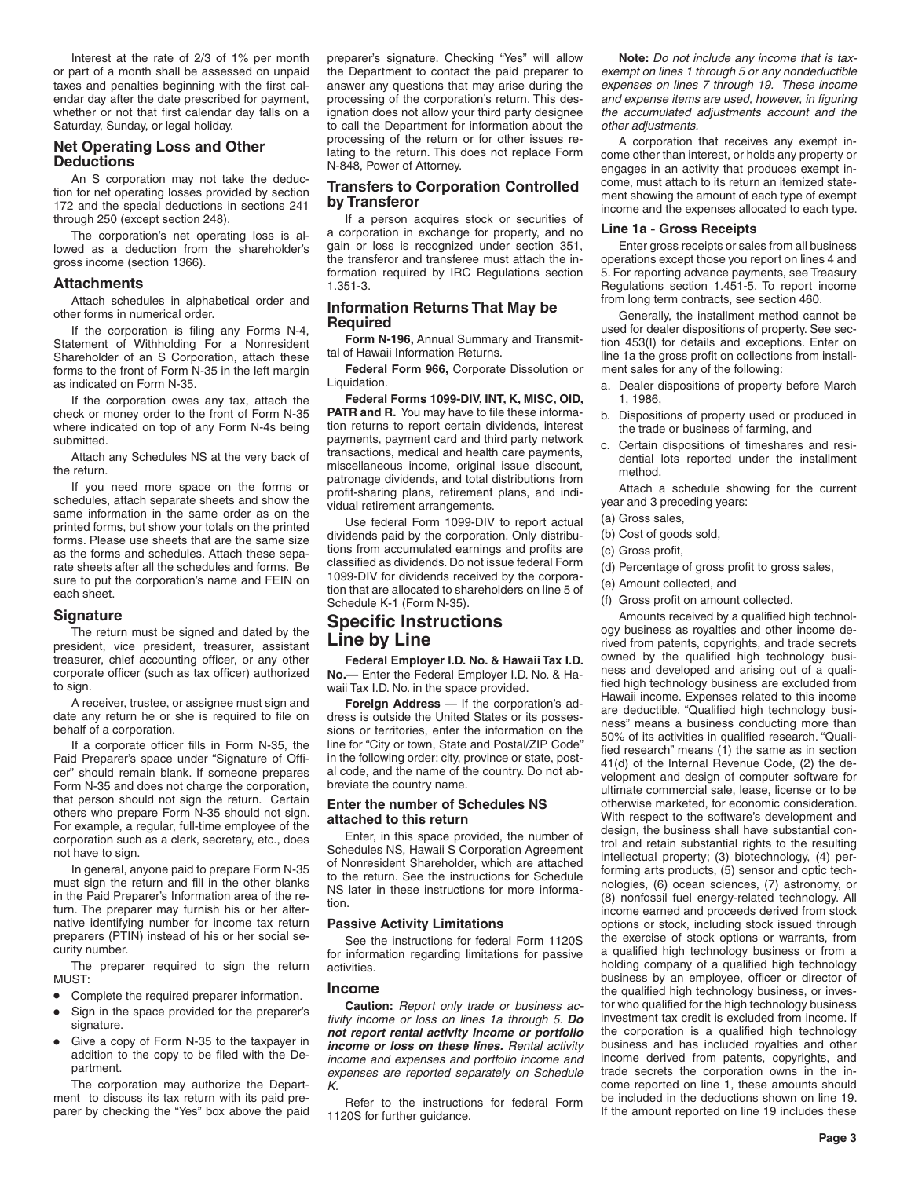Interest at the rate of 2/3 of 1% per month or part of a month shall be assessed on unpaid taxes and penalties beginning with the first calendar day after the date prescribed for payment, whether or not that first calendar day falls on a Saturday, Sunday, or legal holiday.

### Net Operating Loss and Other Deductions

An S corporation may not take the deduction for net operating losses provided by section 172 and the special deductions in sections 241 through 250 (except section 248).

The corporation's net operating loss is allowed as a deduction from the shareholder's gross income (section 1366).

### Attachments

Attach schedules in alphabetical order and other forms in numerical order.

If the corporation is filing any Forms N-4, Statement of Withholding For a Nonresident Shareholder of an S Corporation, attach these forms to the front of Form N-35 in the left margin as indicated on Form N-35.

If the corporation owes any tax, attach the check or money order to the front of Form N-35 where indicated on top of any Form N-4s being submitted.

Attach any Schedules NS at the very back of the return.

If you need more space on the forms or schedules, attach separate sheets and show the same information in the same order as on the printed forms, but show your totals on the printed forms. Please use sheets that are the same size as the forms and schedules. Attach these separate sheets after all the schedules and forms. Be sure to put the corporation's name and FEIN on each sheet.

### Signature

The return must be signed and dated by the president, vice president, treasurer, assistant treasurer, chief accounting officer, or any other corporate officer (such as tax officer) authorized to sign.

A receiver, trustee, or assignee must sign and date any return he or she is required to file on behalf of a corporation.

If a corporate officer fills in Form N-35, the Paid Preparer's space under "Signature of Officer" should remain blank. If someone prepares Form N-35 and does not charge the corporation, that person should not sign the return. Certain others who prepare Form N-35 should not sign. For example, a regular, full-time employee of the corporation such as a clerk, secretary, etc., does not have to sign.

In general, anyone paid to prepare Form N-35 must sign the return and fill in the other blanks in the Paid Preparer's Information area of the return. The preparer may furnish his or her alternative identifying number for income tax return preparers (PTIN) instead of his or her social security number.

The preparer required to sign the return MUST:

- Complete the required preparer information.
- Sign in the space provided for the preparer's signature.
- Give a copy of Form N-35 to the taxpayer in addition to the copy to be filed with the Department.

The corporation may authorize the Department to discuss its tax return with its paid preparer by checking the "Yes" box above the paid preparer's signature. Checking "Yes" will allow the Department to contact the paid preparer to answer any questions that may arise during the processing of the corporation's return. This designation does not allow your third party designee to call the Department for information about the processing of the return or for other issues relating to the return. This does not replace Form N-848, Power of Attorney.

### Transfers to Corporation Controlled by Transferor

If a person acquires stock or securities of a corporation in exchange for property, and no gain or loss is recognized under section 351, the transferor and transferee must attach the information required by IRC Regulations section 1.351-3.

### Information Returns That May be Required

**Form N-196,** Annual Summary and Transmittal of Hawaii Information Returns.

**Federal Form 966,** Corporate Dissolution or Liquidation.

**Federal Forms 1099-DIV, INT, K, MISC, OID, PATR and R.** You may have to file these information returns to report certain dividends, interest payments, payment card and third party network transactions, medical and health care payments, miscellaneous income, original issue discount, patronage dividends, and total distributions from profit-sharing plans, retirement plans, and individual retirement arrangements.

Use federal Form 1099-DIV to report actual dividends paid by the corporation. Only distributions from accumulated earnings and profits are classified as dividends. Do not issue federal Form 1099-DIV for dividends received by the corporation that are allocated to shareholders on line 5 of Schedule K-1 (Form N-35).

## Specific Instructions Line by Line

**Federal Employer I.D. No. & Hawaii Tax I.D. No.—** Enter the Federal Employer I.D. No. & Hawaii Tax I.D. No. in the space provided.

**Foreign Address** — If the corporation's address is outside the United States or its possessions or territories, enter the information on the line for "City or town, State and Postal/ZIP Code" in the following order: city, province or state, postal code, and the name of the country. Do not abbreviate the country name.

#### Enter the number of Schedules NS attached to this return

Enter, in this space provided, the number of Schedules NS, Hawaii S Corporation Agreement of Nonresident Shareholder, which are attached to the return. See the instructions for Schedule NS later in these instructions for more information.

### Passive Activity Limitations

See the instructions for federal Form 1120S for information regarding limitations for passive activities.

### Income

**Caution:** *Report only trade or business activity income or loss on lines 1a through 5.* ***Do not report rental activity income or portfolio income or loss on these lines.*** *Rental activity income and expenses and portfolio income and expenses are reported separately on Schedule K.*

Refer to the instructions for federal Form 1120S for further guidance.

**Note:** *Do not include any income that is tax-exempt on lines 1 through 5 or any nondeductible expenses on lines 7 through 19. These income and expense items are used, however, in figuring the accumulated adjustments account and the other adjustments.*

A corporation that receives any exempt income other than interest, or holds any property or engages in an activity that produces exempt income, must attach to its return an itemized statement showing the amount of each type of exempt income and the expenses allocated to each type.

#### Line 1a - Gross Receipts

Enter gross receipts or sales from all business operations except those you report on lines 4 and 5. For reporting advance payments, see Treasury Regulations section 1.451-5. To report income from long term contracts, see section 460.

Generally, the installment method cannot be used for dealer dispositions of property. See section 453(l) for details and exceptions. Enter on line 1a the gross profit on collections from installment sales for any of the following:

a. Dealer dispositions of property before March 1, 1986,
b. Dispositions of property used or produced in the trade or business of farming, and
c. Certain dispositions of timeshares and residential lots reported under the installment method.

Attach a schedule showing for the current year and 3 preceding years:

(a) Gross sales,
(b) Cost of goods sold,
(c) Gross profit,
(d) Percentage of gross profit to gross sales,
(e) Amount collected, and
(f) Gross profit on amount collected.

Amounts received by a qualified high technology business as royalties and other income derived from patents, copyrights, and trade secrets owned by the qualified high technology business and developed and arising out of a qualified high technology business are excluded from Hawaii income. Expenses related to this income are deductible. "Qualified high technology business" means a business conducting more than 50% of its activities in qualified research. "Qualified research" means (1) the same as in section 41(d) of the Internal Revenue Code, (2) the development and design of computer software for ultimate commercial sale, lease, license or to be otherwise marketed, for economic consideration. With respect to the software's development and design, the business shall have substantial control and retain substantial rights to the resulting intellectual property; (3) biotechnology, (4) performing arts products, (5) sensor and optic technologies, (6) ocean sciences, (7) astronomy, or (8) nonfossil fuel energy-related technology. All income earned and proceeds derived from stock options or stock, including stock issued through the exercise of stock options or warrants, from a qualified high technology business or from a holding company of a qualified high technology business by an employee, officer or director of the qualified high technology business, or investor who qualified for the high technology business investment tax credit is excluded from income. If the corporation is a qualified high technology business and has included royalties and other income derived from patents, copyrights, and trade secrets the corporation owns in the income reported on line 1, these amounts should be included in the deductions shown on line 19. If the amount reported on line 19 includes these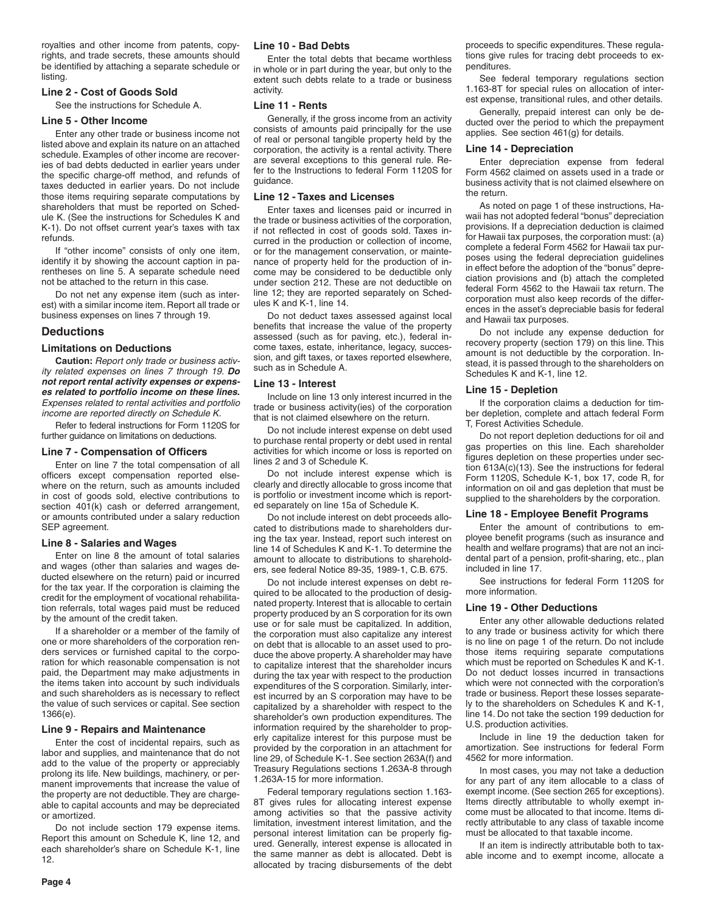royalties and other income from patents, copyrights, and trade secrets, these amounts should be identified by attaching a separate schedule or listing.

### Line 2 - Cost of Goods Sold

See the instructions for Schedule A.

### Line 5 - Other Income

Enter any other trade or business income not listed above and explain its nature on an attached schedule. Examples of other income are recoveries of bad debts deducted in earlier years under the specific charge-off method, and refunds of taxes deducted in earlier years. Do not include those items requiring separate computations by shareholders that must be reported on Schedule K. (See the instructions for Schedules K and K-1). Do not offset current year's taxes with tax refunds.

If "other income" consists of only one item, identify it by showing the account caption in parentheses on line 5. A separate schedule need not be attached to the return in this case.

Do not net any expense item (such as interest) with a similar income item. Report all trade or business expenses on lines 7 through 19.

## Deductions

### Limitations on Deductions

**Caution:** *Report only trade or business activity related expenses on lines 7 through 19.* ***Do not report rental activity expenses or expenses related to portfolio income on these lines.*** *Expenses related to rental activities and portfolio income are reported directly on Schedule K.*

Refer to federal instructions for Form 1120S for further guidance on limitations on deductions.

### Line 7 - Compensation of Officers

Enter on line 7 the total compensation of all officers except compensation reported elsewhere on the return, such as amounts included in cost of goods sold, elective contributions to section 401(k) cash or deferred arrangement, or amounts contributed under a salary reduction SEP agreement.

### Line 8 - Salaries and Wages

Enter on line 8 the amount of total salaries and wages (other than salaries and wages deducted elsewhere on the return) paid or incurred for the tax year. If the corporation is claiming the credit for the employment of vocational rehabilitation referrals, total wages paid must be reduced by the amount of the credit taken.

If a shareholder or a member of the family of one or more shareholders of the corporation renders services or furnished capital to the corporation for which reasonable compensation is not paid, the Department may make adjustments in the items taken into account by such individuals and such shareholders as is necessary to reflect the value of such services or capital. See section 1366(e).

### Line 9 - Repairs and Maintenance

Enter the cost of incidental repairs, such as labor and supplies, and maintenance that do not add to the value of the property or appreciably prolong its life. New buildings, machinery, or permanent improvements that increase the value of the property are not deductible. They are chargeable to capital accounts and may be depreciated or amortized.

Do not include section 179 expense items. Report this amount on Schedule K, line 12, and each shareholder's share on Schedule K-1, line 12.

### Line 10 - Bad Debts

Enter the total debts that became worthless in whole or in part during the year, but only to the extent such debts relate to a trade or business activity.

### Line 11 - Rents

Generally, if the gross income from an activity consists of amounts paid principally for the use of real or personal tangible property held by the corporation, the activity is a rental activity. There are several exceptions to this general rule. Refer to the Instructions to federal Form 1120S for guidance.

### Line 12 - Taxes and Licenses

Enter taxes and licenses paid or incurred in the trade or business activities of the corporation, if not reflected in cost of goods sold. Taxes incurred in the production or collection of income, or for the management conservation, or maintenance of property held for the production of income may be considered to be deductible only under section 212. These are not deductible on line 12; they are reported separately on Schedules K and K-1, line 14.

Do not deduct taxes assessed against local benefits that increase the value of the property assessed (such as for paving, etc.), federal income taxes, estate, inheritance, legacy, succession, and gift taxes, or taxes reported elsewhere, such as in Schedule A.

### Line 13 - Interest

Include on line 13 only interest incurred in the trade or business activity(ies) of the corporation that is not claimed elsewhere on the return.

Do not include interest expense on debt used to purchase rental property or debt used in rental activities for which income or loss is reported on lines 2 and 3 of Schedule K.

Do not include interest expense which is clearly and directly allocable to gross income that is portfolio or investment income which is reported separately on line 15a of Schedule K.

Do not include interest on debt proceeds allocated to distributions made to shareholders during the tax year. Instead, report such interest on line 14 of Schedules K and K-1. To determine the amount to allocate to distributions to shareholders, see federal Notice 89-35, 1989-1, C.B. 675.

Do not include interest expenses on debt required to be allocated to the production of designated property. Interest that is allocable to certain property produced by an S corporation for its own use or for sale must be capitalized. In addition, the corporation must also capitalize any interest on debt that is allocable to an asset used to produce the above property. A shareholder may have to capitalize interest that the shareholder incurs during the tax year with respect to the production expenditures of the S corporation. Similarly, interest incurred by an S corporation may have to be capitalized by a shareholder with respect to the shareholder's own production expenditures. The information required by the shareholder to properly capitalize interest for this purpose must be provided by the corporation in an attachment for line 29, of Schedule K-1. See section 263A(f) and Treasury Regulations sections 1.263A-8 through 1.263A-15 for more information.

Federal temporary regulations section 1.163-8T gives rules for allocating interest expense among activities so that the passive activity limitation, investment interest limitation, and the personal interest limitation can be properly figured. Generally, interest expense is allocated in the same manner as debt is allocated. Debt is allocated by tracing disbursements of the debt proceeds to specific expenditures. These regulations give rules for tracing debt proceeds to expenditures.

See federal temporary regulations section 1.163-8T for special rules on allocation of interest expense, transitional rules, and other details.

Generally, prepaid interest can only be deducted over the period to which the prepayment applies. See section 461(g) for details.

### Line 14 - Depreciation

Enter depreciation expense from federal Form 4562 claimed on assets used in a trade or business activity that is not claimed elsewhere on the return.

As noted on page 1 of these instructions, Hawaii has not adopted federal "bonus" depreciation provisions. If a depreciation deduction is claimed for Hawaii tax purposes, the corporation must: (a) complete a federal Form 4562 for Hawaii tax purposes using the federal depreciation guidelines in effect before the adoption of the "bonus" depreciation provisions and (b) attach the completed federal Form 4562 to the Hawaii tax return. The corporation must also keep records of the differences in the asset's depreciable basis for federal and Hawaii tax purposes.

Do not include any expense deduction for recovery property (section 179) on this line. This amount is not deductible by the corporation. Instead, it is passed through to the shareholders on Schedules K and K-1, line 12.

### Line 15 - Depletion

If the corporation claims a deduction for timber depletion, complete and attach federal Form T, Forest Activities Schedule.

Do not report depletion deductions for oil and gas properties on this line. Each shareholder figures depletion on these properties under section 613A(c)(13). See the instructions for federal Form 1120S, Schedule K-1, box 17, code R, for information on oil and gas depletion that must be supplied to the shareholders by the corporation.

### Line 18 - Employee Benefit Programs

Enter the amount of contributions to employee benefit programs (such as insurance and health and welfare programs) that are not an incidental part of a pension, profit-sharing, etc., plan included in line 17.

See instructions for federal Form 1120S for more information.

### Line 19 - Other Deductions

Enter any other allowable deductions related to any trade or business activity for which there is no line on page 1 of the return. Do not include those items requiring separate computations which must be reported on Schedules K and K-1. Do not deduct losses incurred in transactions which were not connected with the corporation's trade or business. Report these losses separately to the shareholders on Schedules K and K-1, line 14. Do not take the section 199 deduction for U.S. production activities.

Include in line 19 the deduction taken for amortization. See instructions for federal Form 4562 for more information.

In most cases, you may not take a deduction for any part of any item allocable to a class of exempt income. (See section 265 for exceptions). Items directly attributable to wholly exempt income must be allocated to that income. Items directly attributable to any class of taxable income must be allocated to that taxable income.

If an item is indirectly attributable both to taxable income and to exempt income, allocate a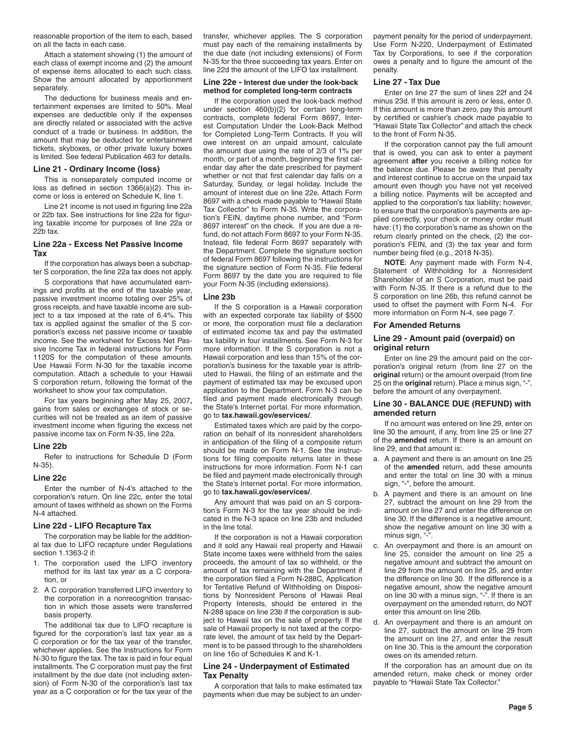reasonable proportion of the item to each, based on all the facts in each case.

Attach a statement showing (1) the amount of each class of exempt income and (2) the amount of expense items allocated to each such class. Show the amount allocated by apportionment separately.

The deductions for business meals and entertainment expenses are limited to 50%. Meal expenses are deductible only if the expenses are directly related or associated with the active conduct of a trade or business. In addition, the amount that may be deducted for entertainment tickets, skyboxes, or other private luxury boxes is limited. See federal Publication 463 for details.

### Line 21 - Ordinary Income (loss)

This is nonseparately computed income or loss as defined in section 1366(a)(2). This income or loss is entered on Schedule K, line 1.

Line 21 income is not used in figuring line 22a or 22b tax. See instructions for line 22a for figuring taxable income for purposes of line 22a or 22b tax.

### Line 22a - Excess Net Passive Income Tax

If the corporation has always been a subchapter S corporation, the line 22a tax does not apply.

S corporations that have accumulated earnings and profits at the end of the taxable year, passive investment income totaling over 25% of gross receipts, and have taxable income are subject to a tax imposed at the rate of 6.4%. This tax is applied against the smaller of the S corporation's excess net passive income or taxable income. See the worksheet for Excess Net Passive Income Tax in federal instructions for Form 1120S for the computation of these amounts. Use Hawaii Form N-30 for the taxable income computation. Attach a schedule to your Hawaii S corporation return, following the format of the worksheet to show your tax computation.

For tax years beginning after May 25, 2007**,** gains from sales or exchanges of stock or securities will not be treated as an item of passive investment income when figuring the excess net passive income tax on Form N-35, line 22a.

### Line 22b

Refer to instructions for Schedule D (Form N-35).

### Line 22c

Enter the number of N-4's attached to the corporation's return. On line 22c, enter the total amount of taxes withheld as shown on the Forms N-4 attached.

### Line 22d - LIFO Recapture Tax

The corporation may be liable for the additional tax due to LIFO recapture under Regulations section 1.1363-2 if:

1. The corporation used the LIFO inventory method for its last tax year as a C corporation, or
2. A C corporation transferred LIFO inventory to the corporation in a nonrecognition transaction in which those assets were transferred basis property.

The additional tax due to LIFO recapture is figured for the corporation's last tax year as a C corporation or for the tax year of the transfer, whichever applies. See the Instructions for Form N-30 to figure the tax. The tax is paid in four equal installments. The C corporation must pay the first installment by the due date (not including extension) of Form N-30 of the corporation's last tax year as a C corporation or for the tax year of the transfer, whichever applies. The S corporation must pay each of the remaining installments by the due date (not including extensions) of Form N-35 for the three succeeding tax years. Enter on line 22d the amount of the LIFO tax installment.

### Line 22e - Interest due under the look-back method for completed long-term contracts

If the corporation used the look-back method under section 460(b)(2) for certain long-term contracts, complete federal Form 8697, Interest Computation Under the Look-Back Method for Completed Long-Term Contracts. If you will owe interest on an unpaid amount, calculate the amount due using the rate of 2/3 of 1% per month, or part of a month, beginning the first calendar day after the date prescribed for payment whether or not that first calendar day falls on a Saturday, Sunday, or legal holiday. Include the amount of interest due on line 22e. Attach Form 8697 with a check made payable to "Hawaii State Tax Collector" to Form N-35. Write the corporation's FEIN, daytime phone number, and "Form 8697 interest" on the check. If you are due a refund, do not attach Form 8697 to your Form N-35. Instead, file federal Form 8697 separately with the Department. Complete the signature section of federal Form 8697 following the instructions for the signature section of Form N-35. File federal Form 8697 by the date you are required to file your Form N-35 (including extensions).

### Line 23b

If the S corporation is a Hawaii corporation with an expected corporate tax liability of $500 or more, the corporation must file a declaration of estimated income tax and pay the estimated tax liability in four installments. See Form N-3 for more information. If the S corporation is not a Hawaii corporation and less than 15% of the corporation's business for the taxable year is attributed to Hawaii, the filing of an estimate and the payment of estimated tax may be excused upon application to the Department. Form N-3 can be filed and payment made electronically through the State's Internet portal. For more information, go to **tax.hawaii.gov/eservices/**.

Estimated taxes which are paid by the corporation on behalf of its nonresident shareholders in anticipation of the filing of a composite return should be made on Form N-1. See the instructions for filing composite returns later in these instructions for more information. Form N-1 can be filed and payment made electronically through the State's Internet portal. For more information, go to **tax.hawaii.gov/eservices/**.

Any amount that was paid on an S corporation's Form N-3 for the tax year should be indicated in the N-3 space on line 23b and included in the line total.

If the corporation is not a Hawaii corporation and it sold any Hawaii real property and Hawaii State income taxes were withheld from the sales proceeds, the amount of tax so withheld, or the amount of tax remaining with the Department if the corporation filed a Form N-288C, Application for Tentative Refund of Withholding on Dispositions by Nonresident Persons of Hawaii Real Property Interests, should be entered in the N-288 space on line 23b if the corporation is subject to Hawaii tax on the sale of property. If the sale of Hawaii property is not taxed at the corporate level, the amount of tax held by the Department is to be passed through to the shareholders on line 16o of Schedules K and K-1.

### Line 24 - Underpayment of Estimated Tax Penalty

A corporation that fails to make estimated tax payments when due may be subject to an underpayment penalty for the period of underpayment. Use Form N-220, Underpayment of Estimated Tax by Corporations, to see if the corporation owes a penalty and to figure the amount of the penalty.

### Line 27 - Tax Due

Enter on line 27 the sum of lines 22f and 24 minus 23d. If this amount is zero or less, enter 0. If this amount is more than zero, pay this amount by certified or cashier's check made payable to "Hawaii State Tax Collector" and attach the check to the front of Form N-35.

If the corporation cannot pay the full amount that is owed, you can ask to enter a payment agreement **after** you receive a billing notice for the balance due. Please be aware that penalty and interest continue to accrue on the unpaid tax amount even though you have not yet received a billing notice. Payments will be accepted and applied to the corporation's tax liability; however, to ensure that the corporation's payments are applied correctly, your check or money order must have: (1) the corporation's name as shown on the return clearly printed on the check, (2) the corporation's FEIN, and (3) the tax year and form number being filed (e.g., 2018 N-35).

**NOTE**: Any payment made with Form N-4, Statement of Withholding for a Nonresident Shareholder of an S Corporation, must be paid with Form N-35. If there is a refund due to the S corporation on line 26b, this refund cannot be used to offset the payment with Form N-4. For more information on Form N-4, see page 7.

### For Amended Returns

### Line 29 - Amount paid (overpaid) on original return

Enter on line 29 the amount paid on the corporation's original return (from line 27 on the **original** return) or the amount overpaid (from line 25 on the **original** return). Place a minus sign, "-", before the amount of any overpayment.

### Line 30 - BALANCE DUE (REFUND) with amended return

If no amount was entered on line 29, enter on line 30 the amount, if any, from line 25 or line 27 of the **amended** return. If there is an amount on line 29, and that amount is:

a. A payment and there is an amount on line 25 of the **amended** return, add these amounts and enter the total on line 30 with a minus sign, "-", before the amount.
b. A payment and there is an amount on line 27, subtract the amount on line 29 from the amount on line 27 and enter the difference on line 30. If the difference is a negative amount, show the negative amount on line 30 with a minus sign, "-".
c. An overpayment and there is an amount on line 25, consider the amount on line 25 a negative amount and subtract the amount on line 29 from the amount on line 25, and enter the difference on line 30. If the difference is a negative amount, show the negative amount on line 30 with a minus sign, "-". If there is an overpayment on the amended return, do NOT enter this amount on line 26b.
d. An overpayment and there is an amount on line 27, subtract the amount on line 29 from the amount on line 27, and enter the result on line 30. This is the amount the corporation owes on its amended return.

If the corporation has an amount due on its amended return, make check or money order payable to "Hawaii State Tax Collector."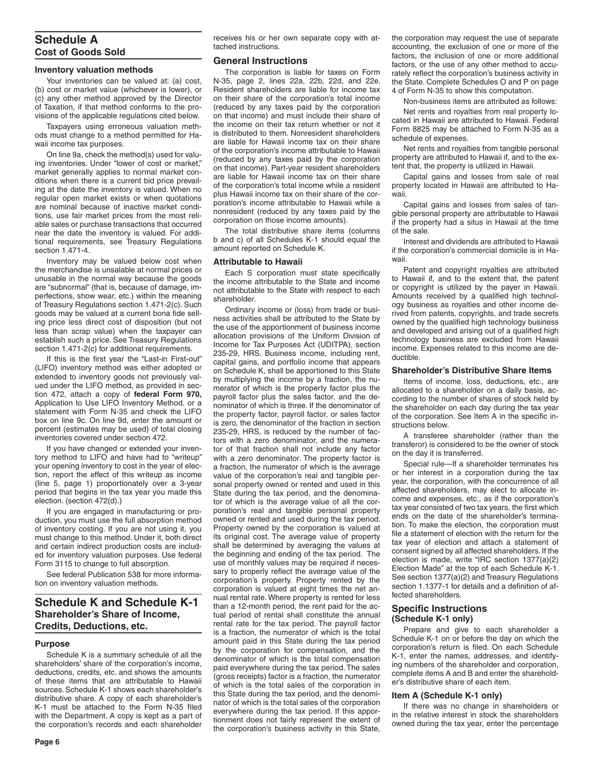## Schedule A
### Cost of Goods Sold

#### Inventory valuation methods

Your inventories can be valued at: (a) cost, (b) cost or market value (whichever is lower), or (c) any other method approved by the Director of Taxation, if that method conforms to the provisions of the applicable regulations cited below.

Taxpayers using erroneous valuation methods must change to a method permitted for Hawaii income tax purposes.

On line 9a, check the method(s) used for valuing inventories. Under "lower of cost or market," market generally applies to normal market conditions when there is a current bid price prevailing at the date the inventory is valued. When no regular open market exists or when quotations are nominal because of inactive market conditions, use fair market prices from the most reliable sales or purchase transactions that occurred near the date the inventory is valued. For additional requirements, see Treasury Regulations section 1.471-4.

Inventory may be valued below cost when the merchandise is unsalable at normal prices or unusable in the normal way because the goods are "subnormal" (that is, because of damage, imperfections, show wear, etc.) within the meaning of Treasury Regulations section 1.471-2(c). Such goods may be valued at a current bona fide selling price less direct cost of disposition (but not less than scrap value) when the taxpayer can establish such a price. See Treasury Regulations section 1.471-2(c) for additional requirements.

If this is the first year the "Last-in First-out" (LIFO) inventory method was either adopted or extended to inventory goods not previously valued under the LIFO method, as provided in section 472, attach a copy of **federal Form 970,** Application to Use LIFO Inventory Method, or a statement with Form N-35 and check the LIFO box on line 9c. On line 9d, enter the amount or percent (estimates may be used) of total closing inventories covered under section 472.

If you have changed or extended your inventory method to LIFO and have had to "writeup" your opening inventory to cost in the year of election, report the effect of this writeup as income (line 5, page 1) proportionately over a 3-year period that begins in the tax year you made this election. (section 472(d).)

If you are engaged in manufacturing or production, you must use the full absorption method of inventory costing. If you are not using it, you must change to this method. Under it, both direct and certain indirect production costs are included for inventory valuation purposes. Use federal Form 3115 to change to full absorption.

See federal Publication 538 for more information on inventory valuation methods.

## Schedule K and Schedule K-1
### Shareholder's Share of Income, Credits, Deductions, etc.

#### Purpose

Schedule K is a summary schedule of all the shareholders' share of the corporation's income, deductions, credits, etc. and shows the amounts of these items that are attributable to Hawaii sources. Schedule K-1 shows each shareholder's distributive share. A copy of each shareholder's K-1 must be attached to the Form N-35 filed with the Department. A copy is kept as a part of the corporation's records and each shareholder receives his or her own separate copy with attached instructions.

### General Instructions

The corporation is liable for taxes on Form N-35, page 2, lines 22a, 22b, 22d, and 22e. Resident shareholders are liable for income tax on their share of the corporation's total income (reduced by any taxes paid by the corporation on that income) and must include their share of the income on their tax return whether or not it is distributed to them. Nonresident shareholders are liable for Hawaii income tax on their share of the corporation's income attributable to Hawaii (reduced by any taxes paid by the corporation on that income). Part-year resident shareholders are liable for Hawaii income tax on their share of the corporation's total income while a resident plus Hawaii income tax on their share of the corporation's income attributable to Hawaii while a nonresident (reduced by any taxes paid by the corporation on those income amounts).

The total distributive share items (columns b and c) of all Schedules K-1 should equal the amount reported on Schedule K.

#### Attributable to Hawaii

Each S corporation must state specifically the income attributable to the State and income not attributable to the State with respect to each shareholder.

Ordinary income or (loss) from trade or business activities shall be attributed to the State by the use of the apportionment of business income allocation provisions of the Uniform Division of Income for Tax Purposes Act (UDITPA), section 235-29, HRS. Business income, including rent, capital gains, and portfolio income that appears on Schedule K, shall be apportioned to this State by multiplying the income by a fraction, the numerator of which is the property factor plus the payroll factor plus the sales factor, and the denominator of which is three. If the denominator of the property factor, payroll factor, or sales factor is zero, the denominator of the fraction in section 235-29, HRS, is reduced by the number of factors with a zero denominator, and the numerator of that fraction shall not include any factor with a zero denominator. The property factor is a fraction, the numerator of which is the average value of the corporation's real and tangible personal property owned or rented and used in this State during the tax period, and the denominator of which is the average value of all the corporation's real and tangible personal property owned or rented and used during the tax period. Property owned by the corporation is valued at its original cost. The average value of property shall be determined by averaging the values at the beginning and ending of the tax period. The use of monthly values may be required if necessary to properly reflect the average value of the corporation's property. Property rented by the corporation is valued at eight times the net annual rental rate. Where property is rented for less than a 12-month period, the rent paid for the actual period of rental shall constitute the annual rental rate for the tax period. The payroll factor is a fraction, the numerator of which is the total amount paid in this State during the tax period by the corporation for compensation, and the denominator of which is the total compensation paid everywhere during the tax period. The sales (gross receipts) factor is a fraction, the numerator of which is the total sales of the corporation in this State during the tax period, and the denominator of which is the total sales of the corporation everywhere during the tax period. If this apportionment does not fairly represent the extent of the corporation's business activity in this State, the corporation may request the use of separate accounting, the exclusion of one or more of the factors, the inclusion of one or more additional factors, or the use of any other method to accurately reflect the corporation's business activity in the State. Complete Schedules O and P on page 4 of Form N-35 to show this computation.

Non-business items are attributed as follows:

Net rents and royalties from real property located in Hawaii are attributed to Hawaii. Federal Form 8825 may be attached to Form N-35 as a schedule of expenses.

Net rents and royalties from tangible personal property are attributed to Hawaii if, and to the extent that, the property is utilized in Hawaii.

Capital gains and losses from sale of real property located in Hawaii are attributed to Hawaii.

Capital gains and losses from sales of tangible personal property are attributable to Hawaii if the property had a situs in Hawaii at the time of the sale.

Interest and dividends are attributed to Hawaii if the corporation's commercial domicile is in Hawaii.

Patent and copyright royalties are attributed to Hawaii if, and to the extent that, the patent or copyright is utilized by the payer in Hawaii. Amounts received by a qualified high technology business as royalties and other income derived from patents, copyrights, and trade secrets owned by the qualified high technology business and developed and arising out of a qualified high technology business are excluded from Hawaii income. Expenses related to this income are deductible.

#### Shareholder's Distributive Share Items

Items of income, loss, deductions, etc., are allocated to a shareholder on a daily basis, according to the number of shares of stock held by the shareholder on each day during the tax year of the corporation. See Item A in the specific instructions below.

A transferee shareholder (rather than the transferor) is considered to be the owner of stock on the day it is transferred.

Special rule—If a shareholder terminates his or her interest in a corporation during the tax year, the corporation, with the concurrence of all affected shareholders, may elect to allocate income and expenses, etc., as if the corporation's tax year consisted of two tax years, the first which ends on the date of the shareholder's termination. To make the election, the corporation must file a statement of election with the return for the tax year of election and attach a statement of consent signed by all affected shareholders. If the election is made, write "IRC section 1377(a)(2) Election Made" at the top of each Schedule K-1. See section 1377(a)(2) and Treasury Regulations section 1.1377-1 for details and a definition of affected shareholders.

### Specific Instructions (Schedule K-1 only)

Prepare and give to each shareholder a Schedule K-1 on or before the day on which the corporation's return is filed. On each Schedule K-1, enter the names, addresses, and identifying numbers of the shareholder and corporation, complete items A and B and enter the shareholder's distributive share of each item.

#### Item A (Schedule K-1 only)

If there was no change in shareholders or in the relative interest in stock the shareholders owned during the tax year, enter the percentage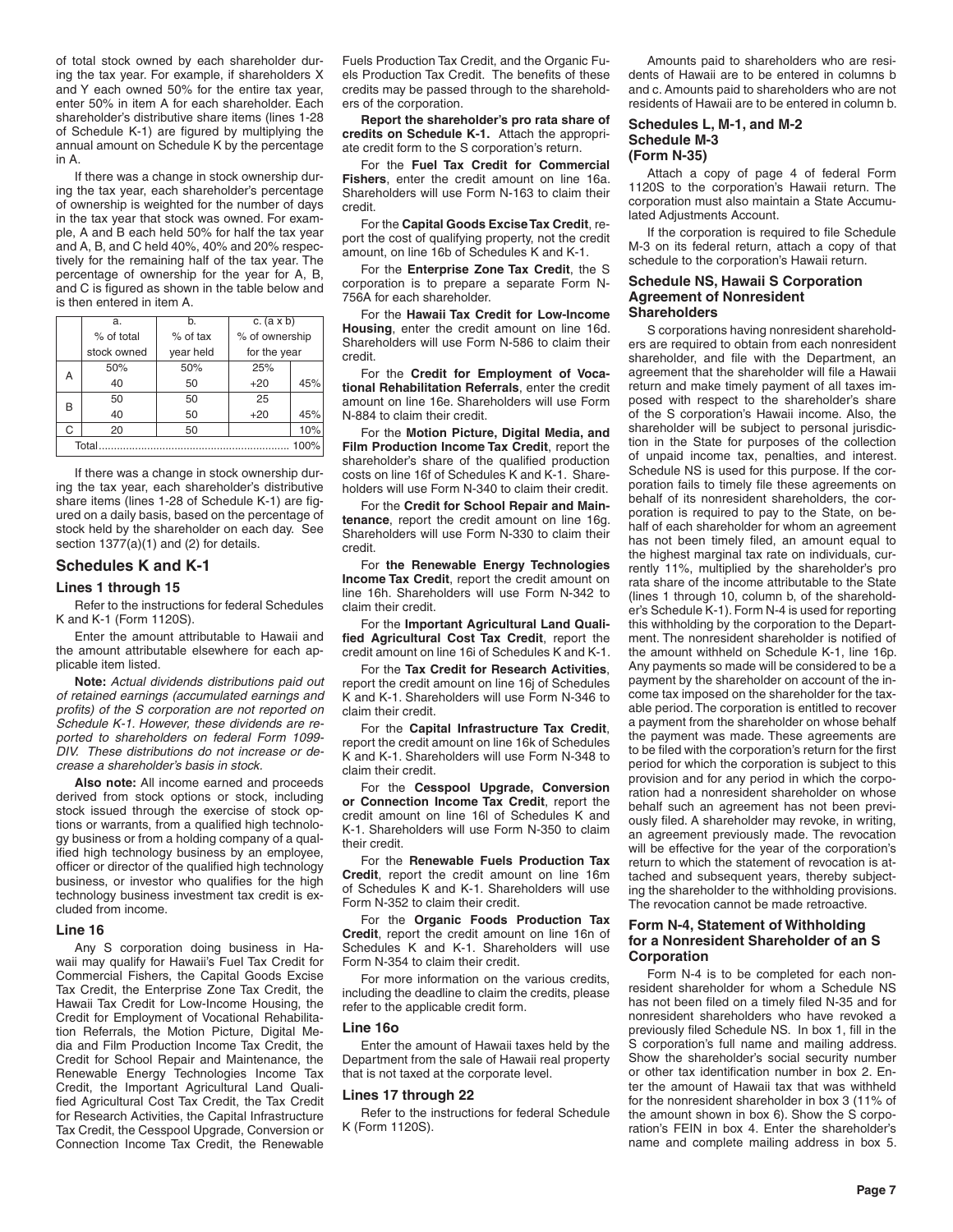of total stock owned by each shareholder during the tax year. For example, if shareholders X and Y each owned 50% for the entire tax year, enter 50% in item A for each shareholder. Each shareholder's distributive share items (lines 1-28 of Schedule K-1) are figured by multiplying the annual amount on Schedule K by the percentage in A.

If there was a change in stock ownership during the tax year, each shareholder's percentage of ownership is weighted for the number of days in the tax year that stock was owned. For example, A and B each held 50% for half the tax year and A, B, and C held 40%, 40% and 20% respectively for the remaining half of the tax year. The percentage of ownership for the year for A, B, and C is figured as shown in the table below and is then entered in item A.

| | a. % of total stock owned | b. % of tax year held | c. (a x b) % of ownership for the year | |
|---|---|---|---|---|
| A | 50% | 50% | 25% | |
| | 40 | 50 | +20 | 45% |
| B | 50 | 50 | 25 | |
| | 40 | 50 | +20 | 45% |
| C | 20 | 50 | | 10% |
| Total | | | | 100% |

If there was a change in stock ownership during the tax year, each shareholder's distributive share items (lines 1-28 of Schedule K-1) are figured on a daily basis, based on the percentage of stock held by the shareholder on each day. See section 1377(a)(1) and (2) for details.

## Schedules K and K-1

### Lines 1 through 15

Refer to the instructions for federal Schedules K and K-1 (Form 1120S).

Enter the amount attributable to Hawaii and the amount attributable elsewhere for each applicable item listed.

**Note:** *Actual dividends distributions paid out of retained earnings (accumulated earnings and profits) of the S corporation are not reported on Schedule K-1. However, these dividends are reported to shareholders on federal Form 1099-DIV. These distributions do not increase or decrease a shareholder's basis in stock.*

**Also note:** All income earned and proceeds derived from stock options or stock, including stock issued through the exercise of stock options or warrants, from a qualified high technology business or from a holding company of a qualified high technology business by an employee, officer or director of the qualified high technology business, or investor who qualifies for the high technology business investment tax credit is excluded from income.

### Line 16

Any S corporation doing business in Hawaii may qualify for Hawaii's Fuel Tax Credit for Commercial Fishers, the Capital Goods Excise Tax Credit, the Enterprise Zone Tax Credit, the Hawaii Tax Credit for Low-Income Housing, the Credit for Employment of Vocational Rehabilitation Referrals, the Motion Picture, Digital Media and Film Production Income Tax Credit, the Credit for School Repair and Maintenance, the Renewable Energy Technologies Income Tax Credit, the Important Agricultural Land Qualified Agricultural Cost Tax Credit, the Tax Credit for Research Activities, the Capital Infrastructure Tax Credit, the Cesspool Upgrade, Conversion or Connection Income Tax Credit, the Renewable Fuels Production Tax Credit, and the Organic Fuels Production Tax Credit. The benefits of these credits may be passed through to the shareholders of the corporation.

**Report the shareholder's pro rata share of credits on Schedule K-1.** Attach the appropriate credit form to the S corporation's return.

For the **Fuel Tax Credit for Commercial Fishers**, enter the credit amount on line 16a. Shareholders will use Form N-163 to claim their credit.

For the **Capital Goods Excise Tax Credit**, report the cost of qualifying property, not the credit amount, on line 16b of Schedules K and K-1.

For the **Enterprise Zone Tax Credit**, the S corporation is to prepare a separate Form N-756A for each shareholder.

For the **Hawaii Tax Credit for Low-Income Housing**, enter the credit amount on line 16d. Shareholders will use Form N-586 to claim their credit.

For the **Credit for Employment of Vocational Rehabilitation Referrals**, enter the credit amount on line 16e. Shareholders will use Form N-884 to claim their credit.

For the **Motion Picture, Digital Media, and Film Production Income Tax Credit**, report the shareholder's share of the qualified production costs on line 16f of Schedules K and K-1. Shareholders will use Form N-340 to claim their credit.

For the **Credit for School Repair and Maintenance**, report the credit amount on line 16g. Shareholders will use Form N-330 to claim their credit.

For **the Renewable Energy Technologies Income Tax Credit**, report the credit amount on line 16h. Shareholders will use Form N-342 to claim their credit.

For the **Important Agricultural Land Qualified Agricultural Cost Tax Credit**, report the credit amount on line 16i of Schedules K and K-1.

For the **Tax Credit for Research Activities**, report the credit amount on line 16j of Schedules K and K-1. Shareholders will use Form N-346 to claim their credit.

For the **Capital Infrastructure Tax Credit**, report the credit amount on line 16k of Schedules K and K-1. Shareholders will use Form N-348 to claim their credit.

For the **Cesspool Upgrade, Conversion or Connection Income Tax Credit**, report the credit amount on line 16l of Schedules K and K-1. Shareholders will use Form N-350 to claim their credit.

For the **Renewable Fuels Production Tax Credit**, report the credit amount on line 16m of Schedules K and K-1. Shareholders will use Form N-352 to claim their credit.

For the **Organic Foods Production Tax Credit**, report the credit amount on line 16n of Schedules K and K-1. Shareholders will use Form N-354 to claim their credit.

For more information on the various credits, including the deadline to claim the credits, please refer to the applicable credit form.

### Line 16o

Enter the amount of Hawaii taxes held by the Department from the sale of Hawaii real property that is not taxed at the corporate level.

### Lines 17 through 22

Refer to the instructions for federal Schedule K (Form 1120S).

Amounts paid to shareholders who are residents of Hawaii are to be entered in columns b and c. Amounts paid to shareholders who are not residents of Hawaii are to be entered in column b.

## Schedules L, M-1, and M-2 Schedule M-3 (Form N-35)

Attach a copy of page 4 of federal Form 1120S to the corporation's Hawaii return. The corporation must also maintain a State Accumulated Adjustments Account.

If the corporation is required to file Schedule M-3 on its federal return, attach a copy of that schedule to the corporation's Hawaii return.

## Schedule NS, Hawaii S Corporation Agreement of Nonresident Shareholders

S corporations having nonresident shareholders are required to obtain from each nonresident shareholder, and file with the Department, an agreement that the shareholder will file a Hawaii return and make timely payment of all taxes imposed with respect to the shareholder's share of the S corporation's Hawaii income. Also, the shareholder will be subject to personal jurisdiction in the State for purposes of the collection of unpaid income tax, penalties, and interest. Schedule NS is used for this purpose. If the corporation fails to timely file these agreements on behalf of its nonresident shareholders, the corporation is required to pay to the State, on behalf of each shareholder for whom an agreement has not been timely filed, an amount equal to the highest marginal tax rate on individuals, currently 11%, multiplied by the shareholder's pro rata share of the income attributable to the State (lines 1 through 10, column b, of the shareholder's Schedule K-1). Form N-4 is used for reporting this withholding by the corporation to the Department. The nonresident shareholder is notified of the amount withheld on Schedule K-1, line 16p. Any payments so made will be considered to be a payment by the shareholder on account of the income tax imposed on the shareholder for the taxable period. The corporation is entitled to recover a payment from the shareholder on whose behalf the payment was made. These agreements are to be filed with the corporation's return for the first period for which the corporation is subject to this provision and for any period in which the corporation had a nonresident shareholder on whose behalf such an agreement has not been previously filed. A shareholder may revoke, in writing, an agreement previously made. The revocation will be effective for the year of the corporation's return to which the statement of revocation is attached and subsequent years, thereby subjecting the shareholder to the withholding provisions. The revocation cannot be made retroactive.

## Form N-4, Statement of Withholding for a Nonresident Shareholder of an S Corporation

Form N-4 is to be completed for each nonresident shareholder for whom a Schedule NS has not been filed on a timely filed N-35 and for nonresident shareholders who have revoked a previously filed Schedule NS. In box 1, fill in the S corporation's full name and mailing address. Show the shareholder's social security number or other tax identification number in box 2. Enter the amount of Hawaii tax that was withheld for the nonresident shareholder in box 3 (11% of the amount shown in box 6). Show the S corporation's FEIN in box 4. Enter the shareholder's name and complete mailing address in box 5.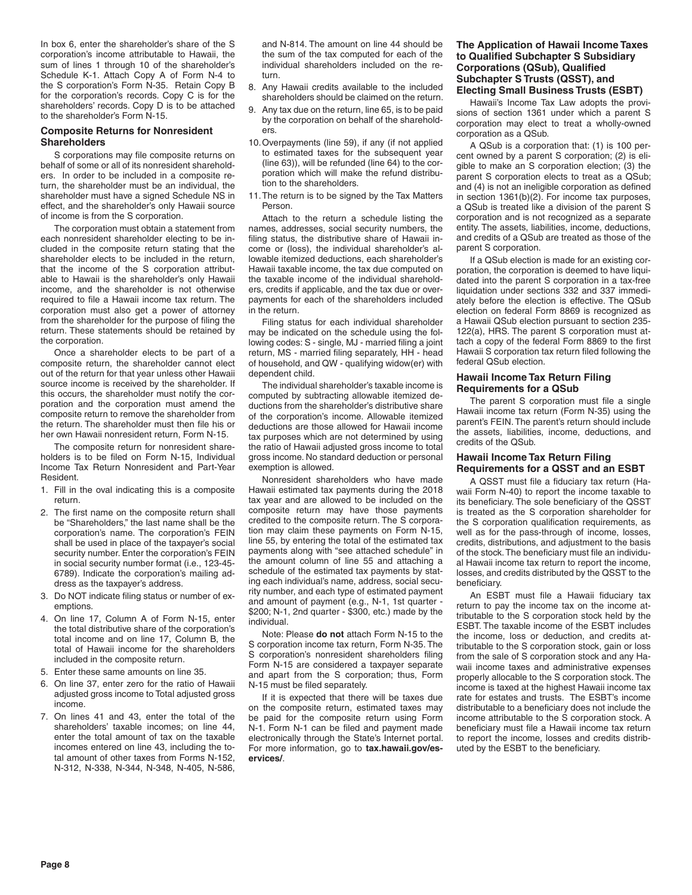In box 6, enter the shareholder's share of the S corporation's income attributable to Hawaii, the sum of lines 1 through 10 of the shareholder's Schedule K-1. Attach Copy A of Form N-4 to the S corporation's Form N-35. Retain Copy B for the corporation's records. Copy C is for the shareholders' records. Copy D is to be attached to the shareholder's Form N-15.

### Composite Returns for Nonresident Shareholders

S corporations may file composite returns on behalf of some or all of its nonresident shareholders. In order to be included in a composite return, the shareholder must be an individual, the shareholder must have a signed Schedule NS in effect, and the shareholder's only Hawaii source of income is from the S corporation.

The corporation must obtain a statement from each nonresident shareholder electing to be included in the composite return stating that the shareholder elects to be included in the return, that the income of the S corporation attributable to Hawaii is the shareholder's only Hawaii income, and the shareholder is not otherwise required to file a Hawaii income tax return. The corporation must also get a power of attorney from the shareholder for the purpose of filing the return. These statements should be retained by the corporation.

Once a shareholder elects to be part of a composite return, the shareholder cannot elect out of the return for that year unless other Hawaii source income is received by the shareholder. If this occurs, the shareholder must notify the corporation and the corporation must amend the composite return to remove the shareholder from the return. The shareholder must then file his or her own Hawaii nonresident return, Form N-15.

The composite return for nonresident shareholders is to be filed on Form N-15, Individual Income Tax Return Nonresident and Part-Year Resident.

1. Fill in the oval indicating this is a composite return.
2. The first name on the composite return shall be "Shareholders," the last name shall be the corporation's name. The corporation's FEIN shall be used in place of the taxpayer's social security number. Enter the corporation's FEIN in social security number format (i.e., 123-45-6789). Indicate the corporation's mailing address as the taxpayer's address.
3. Do NOT indicate filing status or number of exemptions.
4. On line 17, Column A of Form N-15, enter the total distributive share of the corporation's total income and on line 17, Column B, the total of Hawaii income for the shareholders included in the composite return.
5. Enter these same amounts on line 35.
6. On line 37, enter zero for the ratio of Hawaii adjusted gross income to Total adjusted gross income.
7. On lines 41 and 43, enter the total of the shareholders' taxable incomes; on line 44, enter the total amount of tax on the taxable incomes entered on line 43, including the total amount of other taxes from Forms N-152, N-312, N-338, N-344, N-348, N-405, N-586, and N-814. The amount on line 44 should be the sum of the tax computed for each of the individual shareholders included on the return.
8. Any Hawaii credits available to the included shareholders should be claimed on the return.
9. Any tax due on the return, line 65, is to be paid by the corporation on behalf of the shareholders.
10. Overpayments (line 59), if any (if not applied to estimated taxes for the subsequent year (line 63)), will be refunded (line 64) to the corporation which will make the refund distribution to the shareholders.
11. The return is to be signed by the Tax Matters Person.

Attach to the return a schedule listing the names, addresses, social security numbers, the filing status, the distributive share of Hawaii income or (loss), the individual shareholder's allowable itemized deductions, each shareholder's Hawaii taxable income, the tax due computed on the taxable income of the individual shareholders, credits if applicable, and the tax due or overpayments for each of the shareholders included in the return.

Filing status for each individual shareholder may be indicated on the schedule using the following codes: S - single, MJ - married filing a joint return, MS - married filing separately, HH - head of household, and QW - qualifying widow(er) with dependent child.

The individual shareholder's taxable income is computed by subtracting allowable itemized deductions from the shareholder's distributive share of the corporation's income. Allowable itemized deductions are those allowed for Hawaii income tax purposes which are not determined by using the ratio of Hawaii adjusted gross income to total gross income. No standard deduction or personal exemption is allowed.

Nonresident shareholders who have made Hawaii estimated tax payments during the 2018 tax year and are allowed to be included on the composite return may have those payments credited to the composite return. The S corporation may claim these payments on Form N-15, line 55, by entering the total of the estimated tax payments along with "see attached schedule" in the amount column of line 55 and attaching a schedule of the estimated tax payments by stating each individual's name, address, social security number, and each type of estimated payment and amount of payment (e.g., N-1, 1st quarter - $200; N-1, 2nd quarter - $300, etc.) made by the individual.

Note: Please **do not** attach Form N-15 to the S corporation income tax return, Form N-35. The S corporation's nonresident shareholders filing Form N-15 are considered a taxpayer separate and apart from the S corporation; thus, Form N-15 must be filed separately.

If it is expected that there will be taxes due on the composite return, estimated taxes may be paid for the composite return using Form N-1. Form N-1 can be filed and payment made electronically through the State's Internet portal. For more information, go to **tax.hawaii.gov/eservices/**.

### The Application of Hawaii Income Taxes to Qualified Subchapter S Subsidiary Corporations (QSub), Qualified Subchapter S Trusts (QSST), and Electing Small Business Trusts (ESBT)

Hawaii's Income Tax Law adopts the provisions of section 1361 under which a parent S corporation may elect to treat a wholly-owned corporation as a QSub.

A QSub is a corporation that: (1) is 100 percent owned by a parent S corporation; (2) is eligible to make an S corporation election; (3) the parent S corporation elects to treat as a QSub; and (4) is not an ineligible corporation as defined in section 1361(b)(2). For income tax purposes, a QSub is treated like a division of the parent S corporation and is not recognized as a separate entity. The assets, liabilities, income, deductions, and credits of a QSub are treated as those of the parent S corporation.

If a QSub election is made for an existing corporation, the corporation is deemed to have liquidated into the parent S corporation in a tax-free liquidation under sections 332 and 337 immediately before the election is effective. The QSub election on federal Form 8869 is recognized as a Hawaii QSub election pursuant to section 235-122(a), HRS. The parent S corporation must attach a copy of the federal Form 8869 to the first Hawaii S corporation tax return filed following the federal QSub election.

### Hawaii Income Tax Return Filing Requirements for a QSub

The parent S corporation must file a single Hawaii income tax return (Form N-35) using the parent's FEIN. The parent's return should include the assets, liabilities, income, deductions, and credits of the QSub.

### Hawaii Income Tax Return Filing Requirements for a QSST and an ESBT

A QSST must file a fiduciary tax return (Hawaii Form N-40) to report the income taxable to its beneficiary. The sole beneficiary of the QSST is treated as the S corporation shareholder for the S corporation qualification requirements, as well as for the pass-through of income, losses, credits, distributions, and adjustment to the basis of the stock. The beneficiary must file an individual Hawaii income tax return to report the income, losses, and credits distributed by the QSST to the beneficiary.

An ESBT must file a Hawaii fiduciary tax return to pay the income tax on the income attributable to the S corporation stock held by the ESBT. The taxable income of the ESBT includes the income, loss or deduction, and credits attributable to the S corporation stock, gain or loss from the sale of S corporation stock and any Hawaii income taxes and administrative expenses properly allocable to the S corporation stock. The income is taxed at the highest Hawaii income tax rate for estates and trusts. The ESBT's income distributable to a beneficiary does not include the income attributable to the S corporation stock. A beneficiary must file a Hawaii income tax return to report the income, losses and credits distributed by the ESBT to the beneficiary.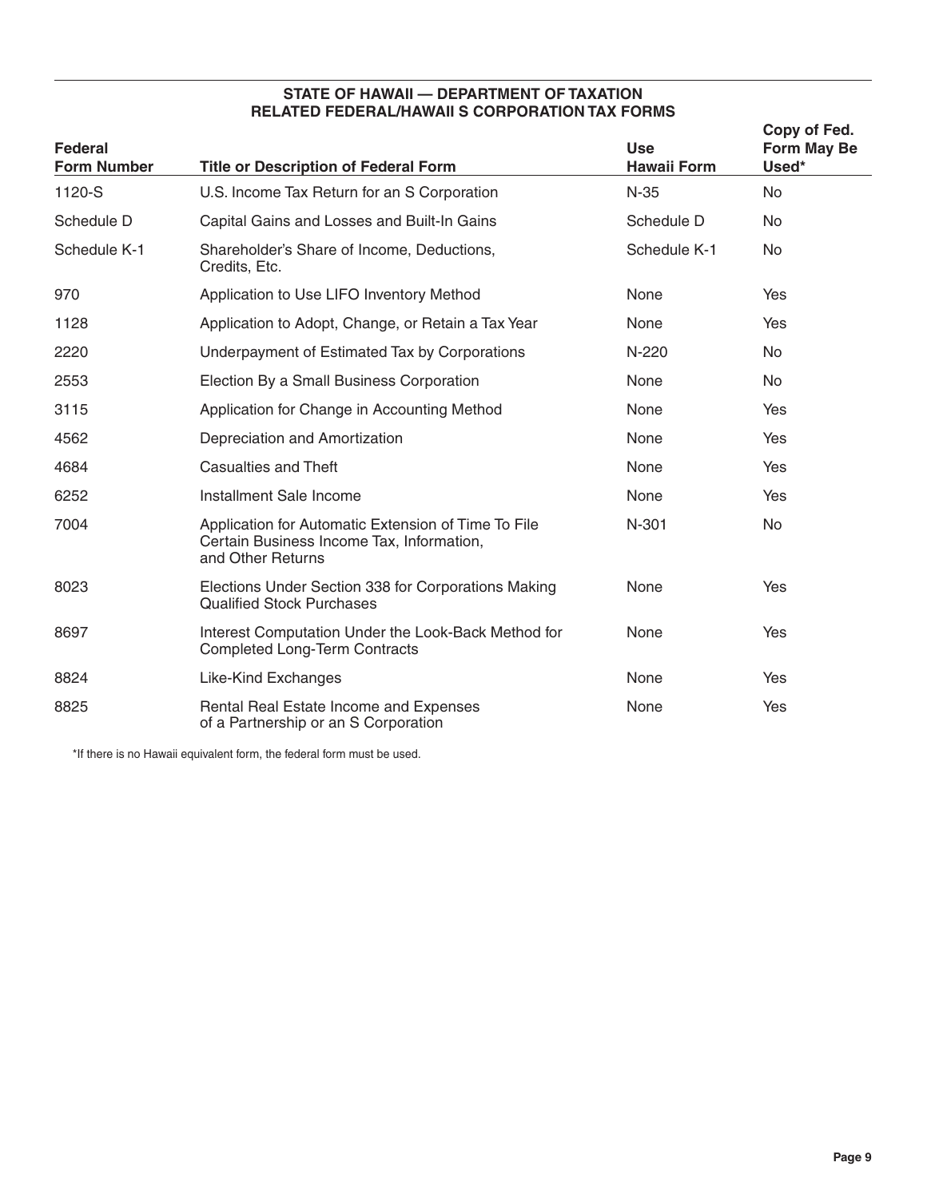## STATE OF HAWAII — DEPARTMENT OF TAXATION
## RELATED FEDERAL/HAWAII S CORPORATION TAX FORMS

| Federal Form Number | Title or Description of Federal Form | Use Hawaii Form | Copy of Fed. Form May Be Used* |
|---|---|---|---|
| 1120-S | U.S. Income Tax Return for an S Corporation | N-35 | No |
| Schedule D | Capital Gains and Losses and Built-In Gains | Schedule D | No |
| Schedule K-1 | Shareholder's Share of Income, Deductions, Credits, Etc. | Schedule K-1 | No |
| 970 | Application to Use LIFO Inventory Method | None | Yes |
| 1128 | Application to Adopt, Change, or Retain a Tax Year | None | Yes |
| 2220 | Underpayment of Estimated Tax by Corporations | N-220 | No |
| 2553 | Election By a Small Business Corporation | None | No |
| 3115 | Application for Change in Accounting Method | None | Yes |
| 4562 | Depreciation and Amortization | None | Yes |
| 4684 | Casualties and Theft | None | Yes |
| 6252 | Installment Sale Income | None | Yes |
| 7004 | Application for Automatic Extension of Time To File Certain Business Income Tax, Information, and Other Returns | N-301 | No |
| 8023 | Elections Under Section 338 for Corporations Making Qualified Stock Purchases | None | Yes |
| 8697 | Interest Computation Under the Look-Back Method for Completed Long-Term Contracts | None | Yes |
| 8824 | Like-Kind Exchanges | None | Yes |
| 8825 | Rental Real Estate Income and Expenses of a Partnership or an S Corporation | None | Yes |

*If there is no Hawaii equivalent form, the federal form must be used.